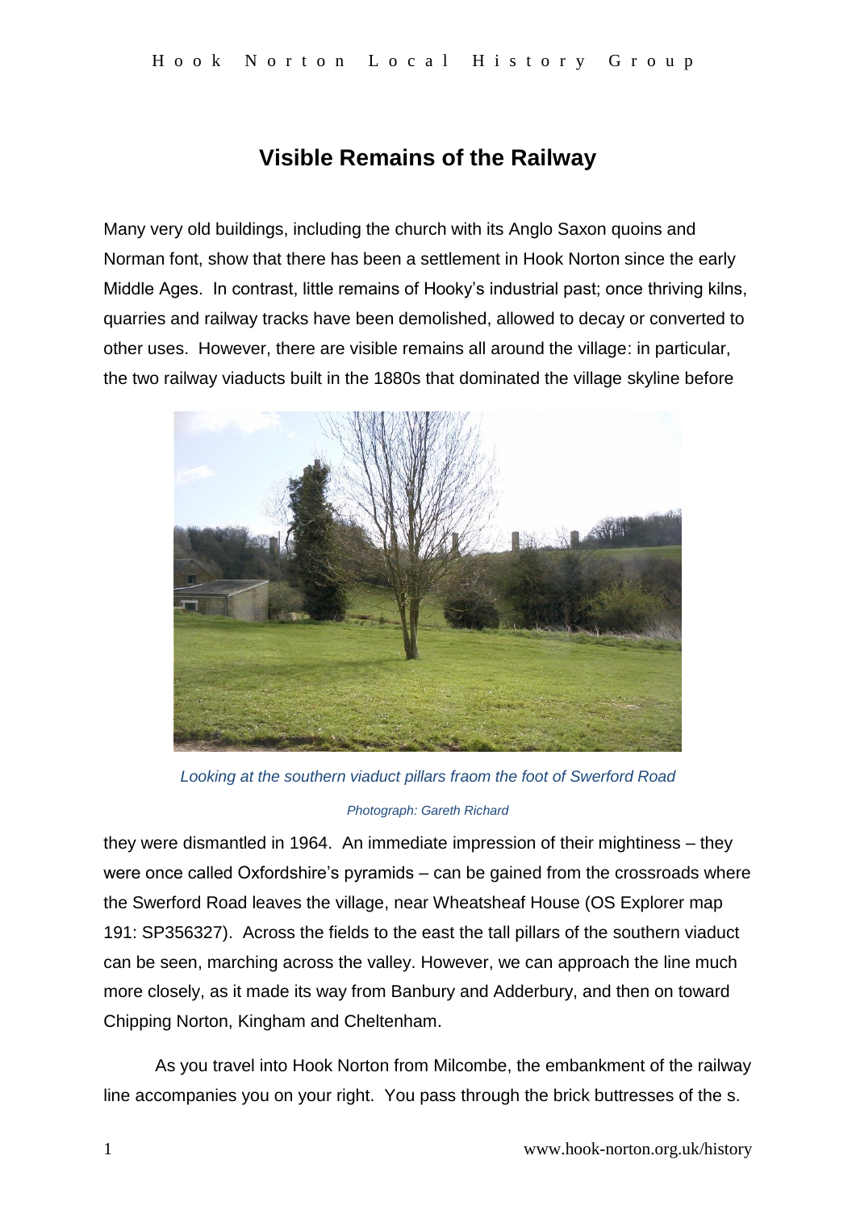# Visible Remains of the Railway

Many very old buildings, including the church with its Anglo Saxon quoins and Norman font, show that there has been a settlement in Hook Norton since the early Middle Ages. In contrast, little remains of Hooky's industrial past; once thriving kilns, quarries and railway tracks have been demolished, allowed to decay or converted to other uses. However, there are visible remains all around the village: in particular, the two railway viaducts built in the 1880s that dominated the village skyline before

*Looking at the southern viaduct pillars fraom the foot of Swerford Road*

*Photograph: Gareth Richard*

they were dismantled in 1964. An immediate impression of their mightiness – they were once called Oxfordshire's pyramids – can be gained from the crossroads where the Swerford Road leaves the village, near Wheatsheaf House (OS Explorer map 191: SP356327). Across the fields to the east the tall pillars of the southern viaduct can be seen, marching across the valley. However, we can approach the line much more closely, as it made its way from Banbury and Adderbury, and then on toward Chipping Norton, Kingham and Cheltenham.

As you travel into Hook Norton from Milcombe, the embankment of the railway line accompanies you on your right. You pass through the brick buttresses of the s.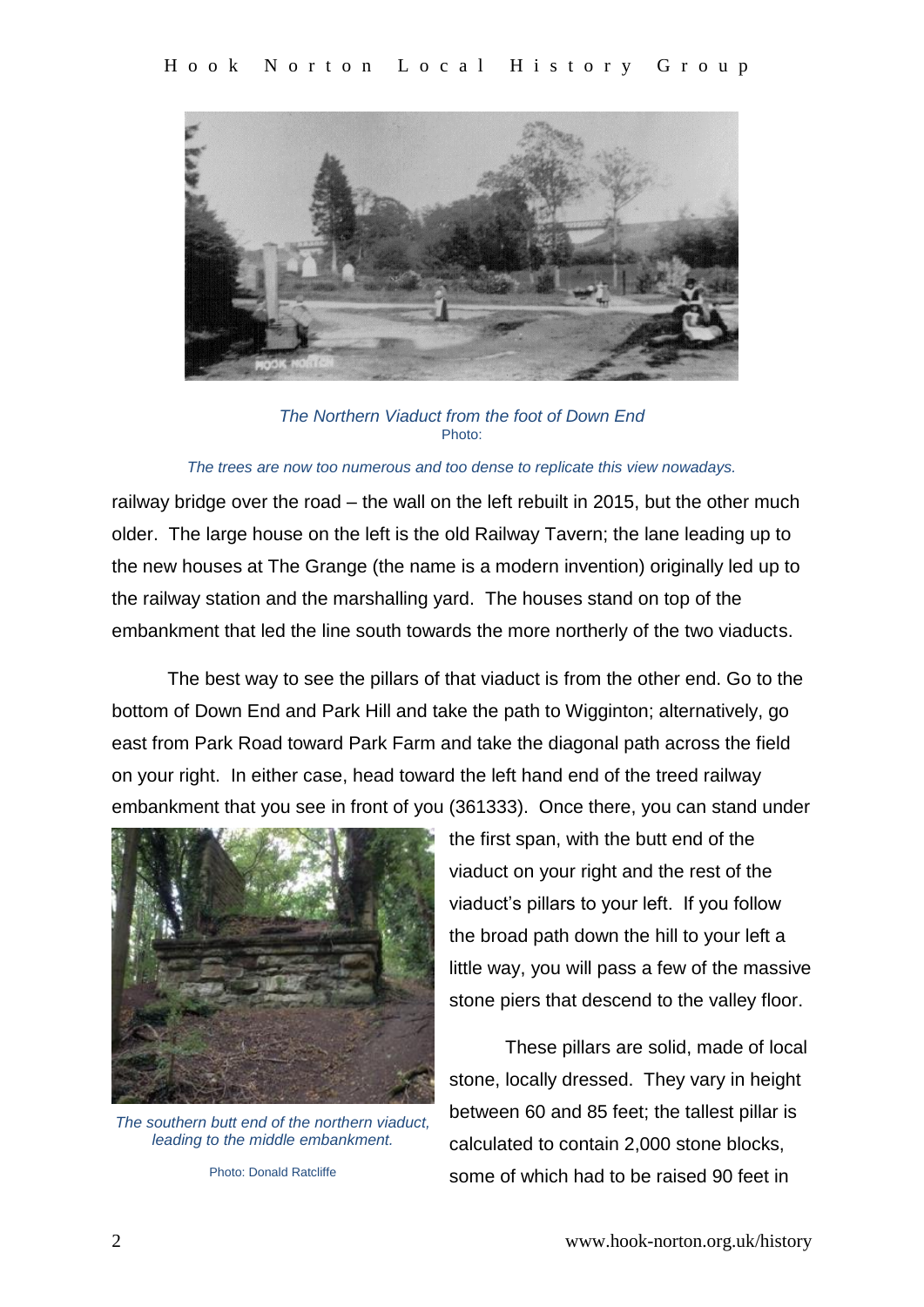*The Northern Viaduct from the foot of Down End*
Photo:

*The trees are now too numerous and too dense to replicate this view nowadays.*

railway bridge over the road – the wall on the left rebuilt in 2015, but the other much older. The large house on the left is the old Railway Tavern; the lane leading up to the new houses at The Grange (the name is a modern invention) originally led up to the railway station and the marshalling yard. The houses stand on top of the embankment that led the line south towards the more northerly of the two viaducts.

The best way to see the pillars of that viaduct is from the other end. Go to the bottom of Down End and Park Hill and take the path to Wigginton; alternatively, go east from Park Road toward Park Farm and take the diagonal path across the field on your right. In either case, head toward the left hand end of the treed railway embankment that you see in front of you (361333). Once there, you can stand under the first span, with the butt end of the viaduct on your right and the rest of the viaduct's pillars to your left. If you follow the broad path down the hill to your left a little way, you will pass a few of the massive stone piers that descend to the valley floor.

*The southern butt end of the northern viaduct, leading to the middle embankment.*

Photo: Donald Ratcliffe

These pillars are solid, made of local stone, locally dressed. They vary in height between 60 and 85 feet; the tallest pillar is calculated to contain 2,000 stone blocks, some of which had to be raised 90 feet in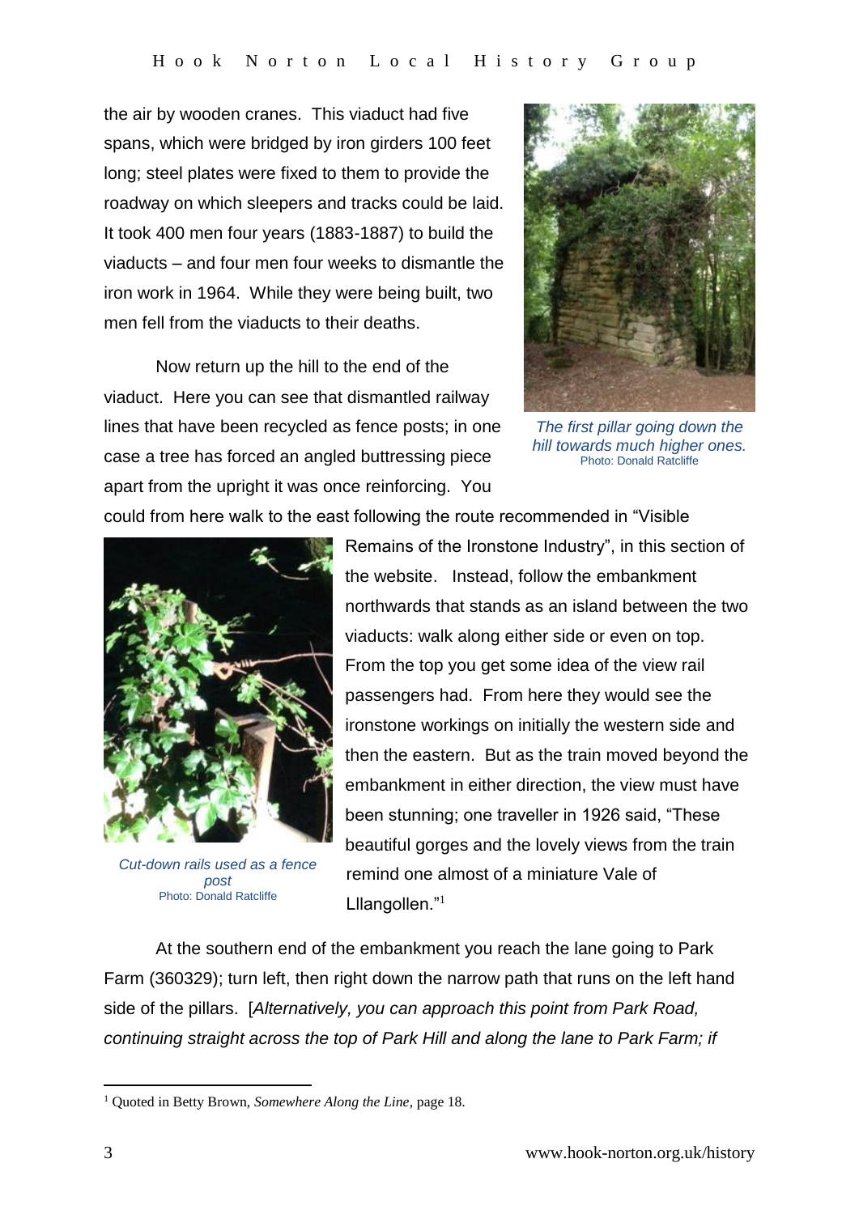the air by wooden cranes. This viaduct had five spans, which were bridged by iron girders 100 feet long; steel plates were fixed to them to provide the roadway on which sleepers and tracks could be laid. It took 400 men four years (1883-1887) to build the viaducts – and four men four weeks to dismantle the iron work in 1964. While they were being built, two men fell from the viaducts to their deaths.

*The first pillar going down the hill towards much higher ones.*
Photo: Donald Ratcliffe

Now return up the hill to the end of the viaduct. Here you can see that dismantled railway lines that have been recycled as fence posts; in one case a tree has forced an angled buttressing piece apart from the upright it was once reinforcing. You could from here walk to the east following the route recommended in "Visible Remains of the Ironstone Industry", in this section of the website. Instead, follow the embankment northwards that stands as an island between the two viaducts: walk along either side or even on top. From the top you get some idea of the view rail passengers had. From here they would see the ironstone workings on initially the western side and then the eastern. But as the train moved beyond the embankment in either direction, the view must have been stunning; one traveller in 1926 said, "These beautiful gorges and the lovely views from the train remind one almost of a miniature Vale of Llangollen."[1]

*Cut-down rails used as a fence post*
Photo: Donald Ratcliffe

At the southern end of the embankment you reach the lane going to Park Farm (360329); turn left, then right down the narrow path that runs on the left hand side of the pillars. [*Alternatively, you can approach this point from Park Road, continuing straight across the top of Park Hill and along the lane to Park Farm; if*

[1] Quoted in Betty Brown, *Somewhere Along the Line*, page 18.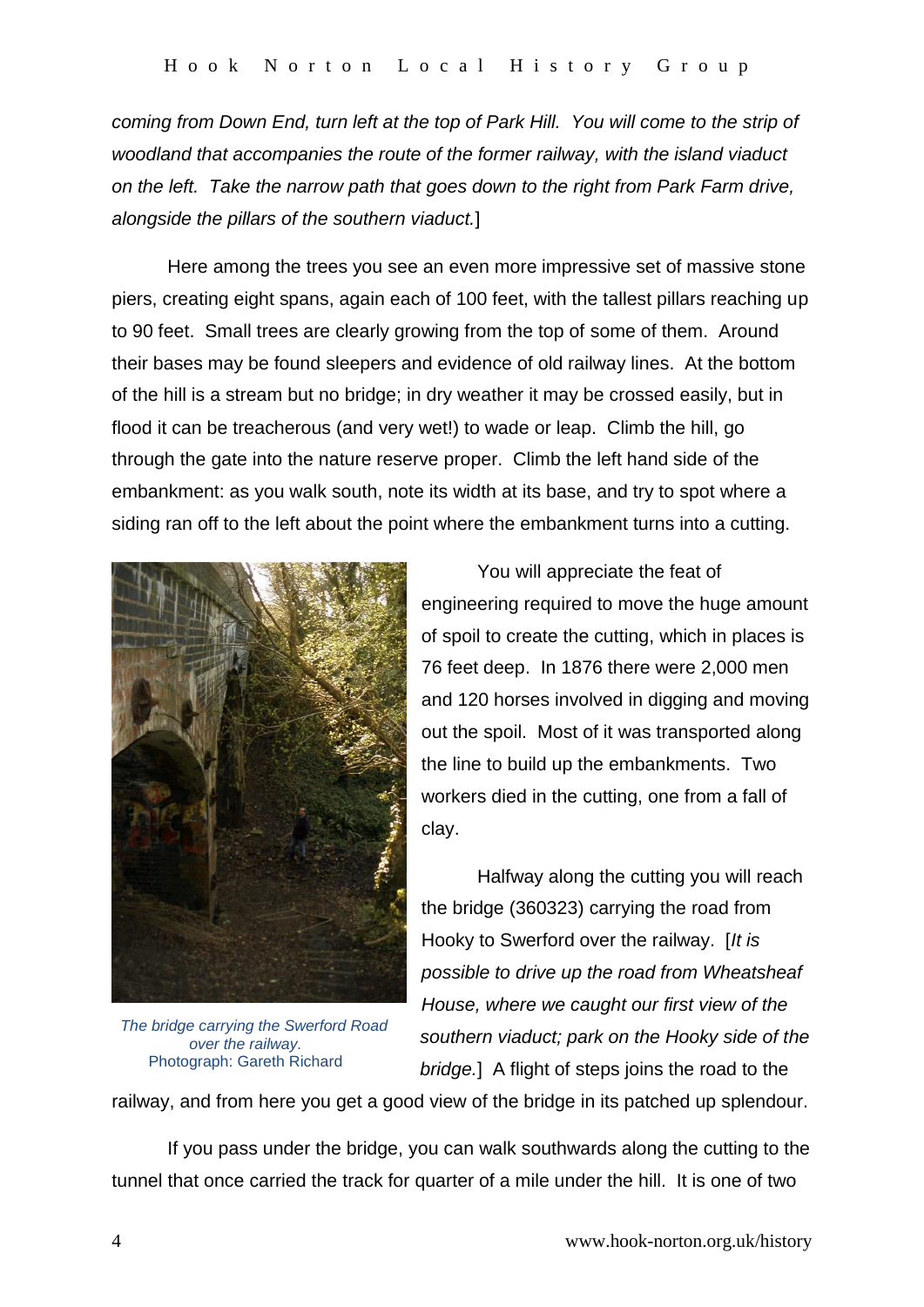*coming from Down End, turn left at the top of Park Hill. You will come to the strip of woodland that accompanies the route of the former railway, with the island viaduct on the left. Take the narrow path that goes down to the right from Park Farm drive, alongside the pillars of the southern viaduct.*]

Here among the trees you see an even more impressive set of massive stone piers, creating eight spans, again each of 100 feet, with the tallest pillars reaching up to 90 feet. Small trees are clearly growing from the top of some of them. Around their bases may be found sleepers and evidence of old railway lines. At the bottom of the hill is a stream but no bridge; in dry weather it may be crossed easily, but in flood it can be treacherous (and very wet!) to wade or leap. Climb the hill, go through the gate into the nature reserve proper. Climb the left hand side of the embankment: as you walk south, note its width at its base, and try to spot where a siding ran off to the left about the point where the embankment turns into a cutting.

*The bridge carrying the Swerford Road over the railway.*
Photograph: Gareth Richard

You will appreciate the feat of engineering required to move the huge amount of spoil to create the cutting, which in places is 76 feet deep. In 1876 there were 2,000 men and 120 horses involved in digging and moving out the spoil. Most of it was transported along the line to build up the embankments. Two workers died in the cutting, one from a fall of clay.

Halfway along the cutting you will reach the bridge (360323) carrying the road from Hooky to Swerford over the railway. [*It is possible to drive up the road from Wheatsheaf House, where we caught our first view of the southern viaduct; park on the Hooky side of the bridge.*] A flight of steps joins the road to the railway, and from here you get a good view of the bridge in its patched up splendour.

If you pass under the bridge, you can walk southwards along the cutting to the tunnel that once carried the track for quarter of a mile under the hill. It is one of two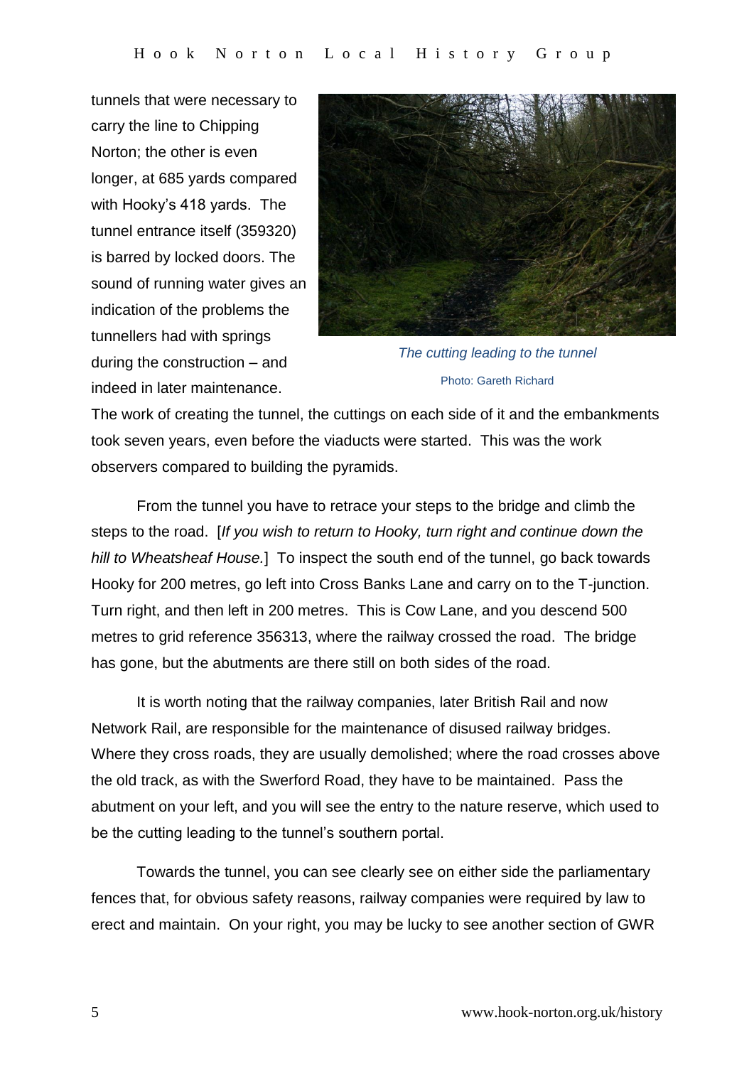tunnels that were necessary to carry the line to Chipping Norton; the other is even longer, at 685 yards compared with Hooky's 418 yards. The tunnel entrance itself (359320) is barred by locked doors. The sound of running water gives an indication of the problems the tunnellers had with springs during the construction – and indeed in later maintenance.

*The cutting leading to the tunnel*

Photo: Gareth Richard

The work of creating the tunnel, the cuttings on each side of it and the embankments took seven years, even before the viaducts were started. This was the work observers compared to building the pyramids.

From the tunnel you have to retrace your steps to the bridge and climb the steps to the road. [*If you wish to return to Hooky, turn right and continue down the hill to Wheatsheaf House.*] To inspect the south end of the tunnel, go back towards Hooky for 200 metres, go left into Cross Banks Lane and carry on to the T-junction. Turn right, and then left in 200 metres. This is Cow Lane, and you descend 500 metres to grid reference 356313, where the railway crossed the road. The bridge has gone, but the abutments are there still on both sides of the road.

It is worth noting that the railway companies, later British Rail and now Network Rail, are responsible for the maintenance of disused railway bridges. Where they cross roads, they are usually demolished; where the road crosses above the old track, as with the Swerford Road, they have to be maintained. Pass the abutment on your left, and you will see the entry to the nature reserve, which used to be the cutting leading to the tunnel's southern portal.

Towards the tunnel, you can see clearly see on either side the parliamentary fences that, for obvious safety reasons, railway companies were required by law to erect and maintain. On your right, you may be lucky to see another section of GWR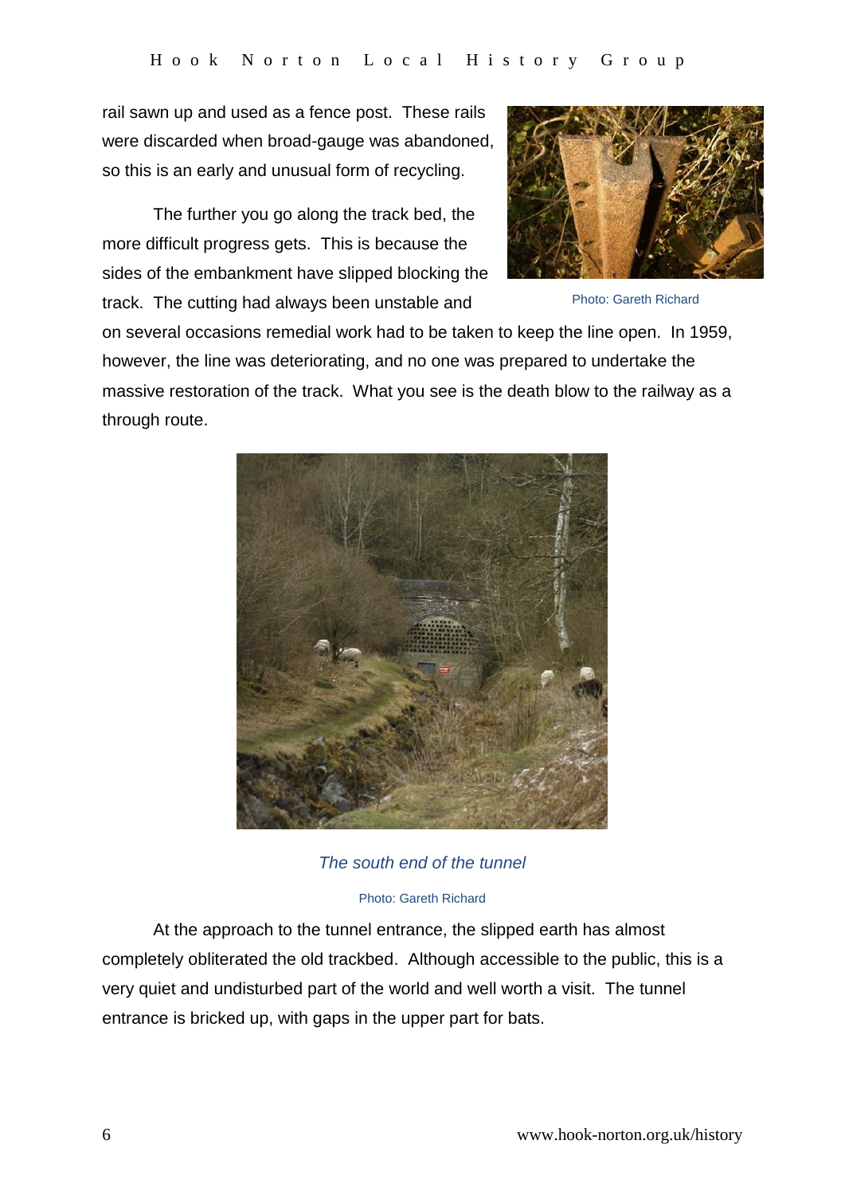rail sawn up and used as a fence post. These rails were discarded when broad-gauge was abandoned, so this is an early and unusual form of recycling.

Photo: Gareth Richard

The further you go along the track bed, the more difficult progress gets. This is because the sides of the embankment have slipped blocking the track. The cutting had always been unstable and on several occasions remedial work had to be taken to keep the line open. In 1959, however, the line was deteriorating, and no one was prepared to undertake the massive restoration of the track. What you see is the death blow to the railway as a through route.

*The south end of the tunnel*

Photo: Gareth Richard

At the approach to the tunnel entrance, the slipped earth has almost completely obliterated the old trackbed. Although accessible to the public, this is a very quiet and undisturbed part of the world and well worth a visit. The tunnel entrance is bricked up, with gaps in the upper part for bats.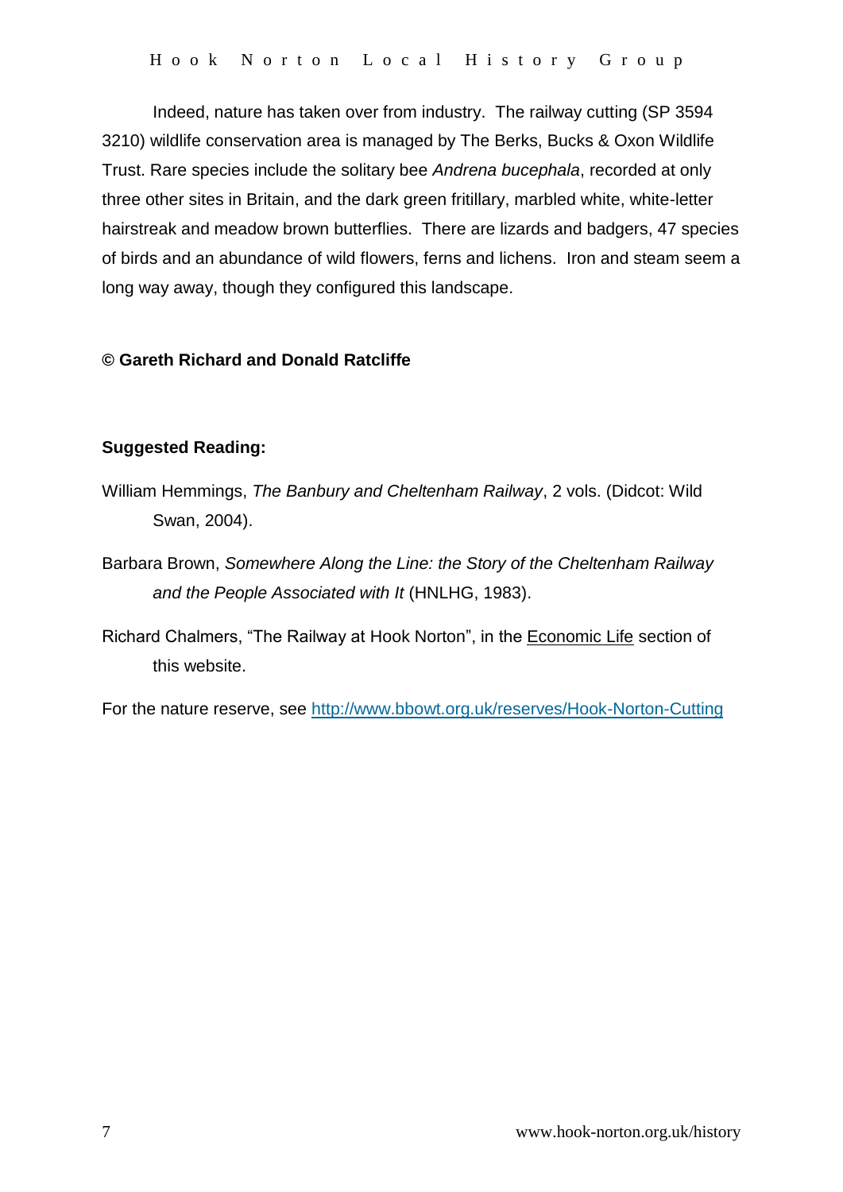Indeed, nature has taken over from industry. The railway cutting (SP 3594 3210) wildlife conservation area is managed by The Berks, Bucks & Oxon Wildlife Trust. Rare species include the solitary bee *Andrena bucephala*, recorded at only three other sites in Britain, and the dark green fritillary, marbled white, white-letter hairstreak and meadow brown butterflies. There are lizards and badgers, 47 species of birds and an abundance of wild flowers, ferns and lichens. Iron and steam seem a long way away, though they configured this landscape.

**© Gareth Richard and Donald Ratcliffe**

**Suggested Reading:**

William Hemmings, *The Banbury and Cheltenham Railway*, 2 vols. (Didcot: Wild Swan, 2004).

Barbara Brown, *Somewhere Along the Line: the Story of the Cheltenham Railway and the People Associated with It* (HNLHG, 1983).

Richard Chalmers, "The Railway at Hook Norton", in the Economic Life section of this website.

For the nature reserve, see http://www.bbowt.org.uk/reserves/Hook-Norton-Cutting